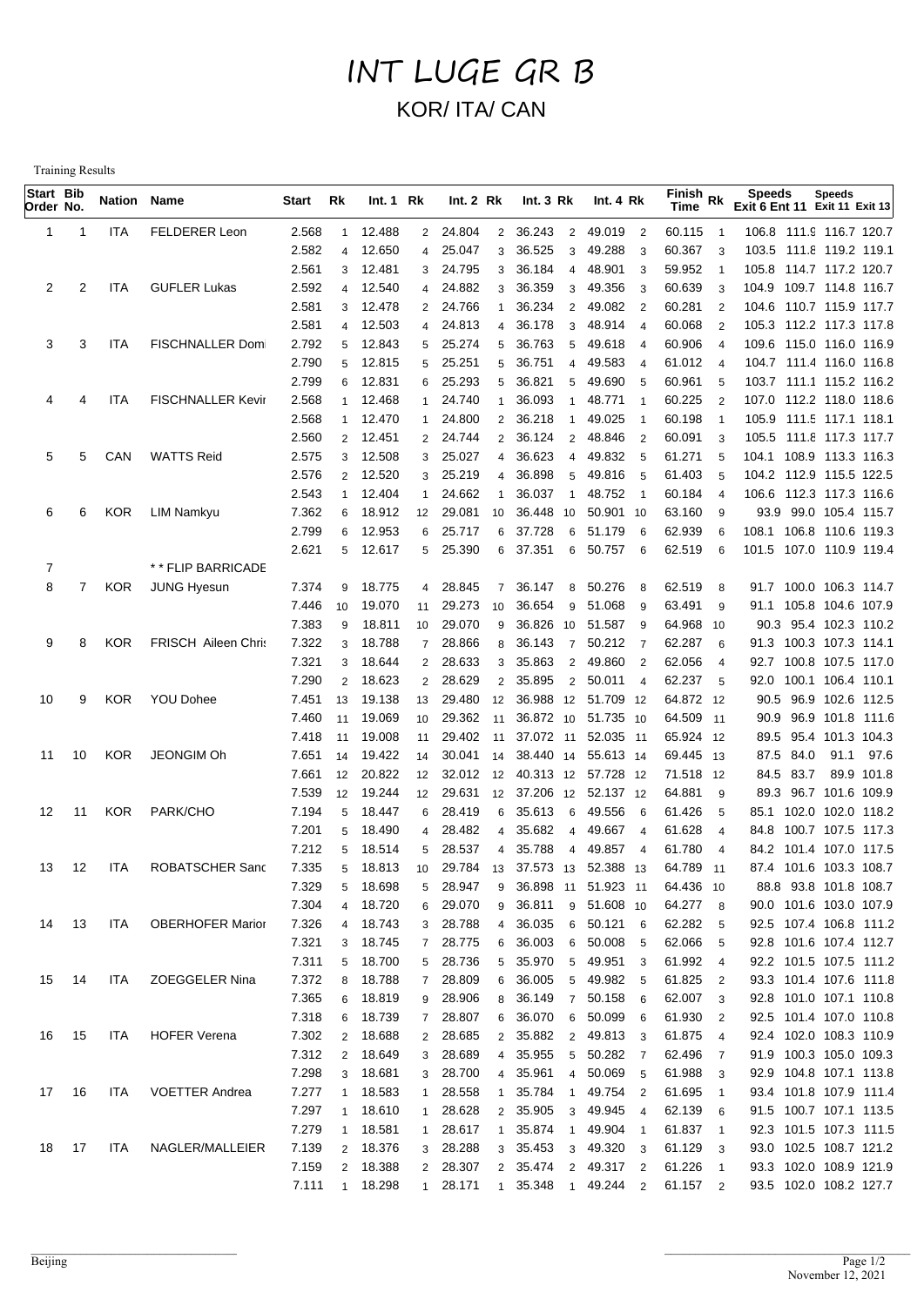# INT LUGE GR B

## KOR/ ITA/ CAN

Training Results

| Start Order | Bib No. | Nation | Name | Start | Rk | Int. 1 | Rk | Int. 2 | Rk | Int. 3 | Rk | Int. 4 | Rk | Finish Time | Rk | Speeds Exit 6 | Speeds Ent 11 | Speeds Exit 11 | Speeds Exit 13 |
|---|---|---|---|---|---|---|---|---|---|---|---|---|---|---|---|---|---|---|---|
| 1 | 1 | ITA | FELDERER Leon | 2.568 | 1 | 12.488 | 2 | 24.804 | 2 | 36.243 | 2 | 49.019 | 2 | 60.115 | 1 | 106.8 | 111.9 | 116.7 | 120.7 |
| | | | | 2.582 | 4 | 12.650 | 4 | 25.047 | 3 | 36.525 | 3 | 49.288 | 3 | 60.367 | 3 | 103.5 | 111.8 | 119.2 | 119.1 |
| | | | | 2.561 | 3 | 12.481 | 3 | 24.795 | 3 | 36.184 | 4 | 48.901 | 3 | 59.952 | 1 | 105.8 | 114.7 | 117.2 | 120.7 |
| 2 | 2 | ITA | GUFLER Lukas | 2.592 | 4 | 12.540 | 4 | 24.882 | 3 | 36.359 | 3 | 49.356 | 3 | 60.639 | 3 | 104.9 | 109.7 | 114.8 | 116.7 |
| | | | | 2.581 | 3 | 12.478 | 2 | 24.766 | 1 | 36.234 | 2 | 49.082 | 2 | 60.281 | 2 | 104.6 | 110.7 | 115.9 | 117.7 |
| | | | | 2.581 | 4 | 12.503 | 4 | 24.813 | 4 | 36.178 | 3 | 48.914 | 4 | 60.068 | 2 | 105.3 | 112.2 | 117.3 | 117.8 |
| 3 | 3 | ITA | FISCHNALLER Domi | 2.792 | 5 | 12.843 | 5 | 25.274 | 5 | 36.763 | 5 | 49.618 | 4 | 60.906 | 4 | 109.6 | 115.0 | 116.0 | 116.9 |
| | | | | 2.790 | 5 | 12.815 | 5 | 25.251 | 5 | 36.751 | 4 | 49.583 | 4 | 61.012 | 4 | 104.7 | 111.4 | 116.0 | 116.8 |
| | | | | 2.799 | 6 | 12.831 | 6 | 25.293 | 5 | 36.821 | 5 | 49.690 | 5 | 60.961 | 5 | 103.7 | 111.1 | 115.2 | 116.2 |
| 4 | 4 | ITA | FISCHNALLER Kevir | 2.568 | 1 | 12.468 | 1 | 24.740 | 1 | 36.093 | 1 | 48.771 | 1 | 60.225 | 2 | 107.0 | 112.2 | 118.0 | 118.6 |
| | | | | 2.568 | 1 | 12.470 | 1 | 24.800 | 2 | 36.218 | 1 | 49.025 | 1 | 60.198 | 1 | 105.9 | 111.5 | 117.1 | 118.1 |
| | | | | 2.560 | 2 | 12.451 | 2 | 24.744 | 2 | 36.124 | 2 | 48.846 | 2 | 60.091 | 3 | 105.5 | 111.8 | 117.3 | 117.7 |
| 5 | 5 | CAN | WATTS Reid | 2.575 | 3 | 12.508 | 3 | 25.027 | 4 | 36.623 | 4 | 49.832 | 5 | 61.271 | 5 | 104.1 | 108.9 | 113.3 | 116.3 |
| | | | | 2.576 | 2 | 12.520 | 3 | 25.219 | 4 | 36.898 | 5 | 49.816 | 5 | 61.403 | 5 | 104.2 | 112.9 | 115.5 | 122.5 |
| | | | | 2.543 | 1 | 12.404 | 1 | 24.662 | 1 | 36.037 | 1 | 48.752 | 1 | 60.184 | 4 | 106.6 | 112.3 | 117.3 | 116.6 |
| 6 | 6 | KOR | LIM Namkyu | 7.362 | 6 | 18.912 | 12 | 29.081 | 10 | 36.448 | 10 | 50.901 | 10 | 63.160 | 9 | 93.9 | 99.0 | 105.4 | 115.7 |
| | | | | 2.799 | 6 | 12.953 | 6 | 25.717 | 6 | 37.728 | 6 | 51.179 | 6 | 62.939 | 6 | 108.1 | 106.8 | 110.6 | 119.3 |
| | | | | 2.621 | 5 | 12.617 | 5 | 25.390 | 6 | 37.351 | 6 | 50.757 | 6 | 62.519 | 6 | 101.5 | 107.0 | 110.9 | 119.4 |
| 7 | | | * * FLIP BARRICADE | | | | | | | | | | | | | | | | |
| 8 | 7 | KOR | JUNG Hyesun | 7.374 | 9 | 18.775 | 4 | 28.845 | 7 | 36.147 | 8 | 50.276 | 8 | 62.519 | 8 | 91.7 | 100.0 | 106.3 | 114.7 |
| | | | | 7.446 | 10 | 19.070 | 11 | 29.273 | 10 | 36.654 | 9 | 51.068 | 9 | 63.491 | 9 | 91.1 | 105.8 | 104.6 | 107.9 |
| | | | | 7.383 | 9 | 18.811 | 10 | 29.070 | 9 | 36.826 | 10 | 51.587 | 9 | 64.968 | 10 | 90.3 | 95.4 | 102.3 | 110.2 |
| 9 | 8 | KOR | FRISCH Aileen Chris | 7.322 | 3 | 18.788 | 7 | 28.866 | 8 | 36.143 | 7 | 50.212 | 7 | 62.287 | 6 | 91.3 | 100.3 | 107.3 | 114.1 |
| | | | | 7.321 | 3 | 18.644 | 2 | 28.633 | 3 | 35.863 | 2 | 49.860 | 2 | 62.056 | 4 | 92.7 | 100.8 | 107.5 | 117.0 |
| | | | | 7.290 | 2 | 18.623 | 2 | 28.629 | 2 | 35.895 | 2 | 50.011 | 4 | 62.237 | 5 | 92.0 | 100.1 | 106.4 | 110.1 |
| 10 | 9 | KOR | YOU Dohee | 7.451 | 13 | 19.138 | 13 | 29.480 | 12 | 36.988 | 12 | 51.709 | 12 | 64.872 | 12 | 90.5 | 96.9 | 102.6 | 112.5 |
| | | | | 7.460 | 11 | 19.069 | 10 | 29.362 | 11 | 36.872 | 10 | 51.735 | 10 | 64.509 | 11 | 90.9 | 96.9 | 101.8 | 111.6 |
| | | | | 7.418 | 11 | 19.008 | 11 | 29.402 | 11 | 37.072 | 11 | 52.035 | 11 | 65.924 | 12 | 89.5 | 95.4 | 101.3 | 104.3 |
| 11 | 10 | KOR | JEONGIM Oh | 7.651 | 14 | 19.422 | 14 | 30.041 | 14 | 38.440 | 14 | 55.613 | 14 | 69.445 | 13 | 87.5 | 84.0 | 91.1 | 97.6 |
| | | | | 7.661 | 12 | 20.822 | 12 | 32.012 | 12 | 40.313 | 12 | 57.728 | 12 | 71.518 | 12 | 84.5 | 83.7 | 89.9 | 101.8 |
| | | | | 7.539 | 12 | 19.244 | 12 | 29.631 | 12 | 37.206 | 12 | 52.137 | 12 | 64.881 | 9 | 89.3 | 96.7 | 101.6 | 109.9 |
| 12 | 11 | KOR | PARK/CHO | 7.194 | 5 | 18.447 | 6 | 28.419 | 6 | 35.613 | 6 | 49.556 | 6 | 61.426 | 5 | 85.1 | 102.0 | 102.0 | 118.2 |
| | | | | 7.201 | 5 | 18.490 | 4 | 28.482 | 4 | 35.682 | 4 | 49.667 | 4 | 61.628 | 4 | 84.8 | 100.7 | 107.5 | 117.3 |
| | | | | 7.212 | 5 | 18.514 | 5 | 28.537 | 4 | 35.788 | 4 | 49.857 | 4 | 61.780 | 4 | 84.2 | 101.4 | 107.0 | 117.5 |
| 13 | 12 | ITA | ROBATSCHER Sanc | 7.335 | 5 | 18.813 | 10 | 29.784 | 13 | 37.573 | 13 | 52.388 | 13 | 64.789 | 11 | 87.4 | 101.6 | 103.3 | 108.7 |
| | | | | 7.329 | 5 | 18.698 | 5 | 28.947 | 9 | 36.898 | 11 | 51.923 | 11 | 64.436 | 10 | 88.8 | 93.8 | 101.8 | 108.7 |
| | | | | 7.304 | 4 | 18.720 | 6 | 29.070 | 9 | 36.811 | 9 | 51.608 | 10 | 64.277 | 8 | 90.0 | 101.6 | 103.0 | 107.9 |
| 14 | 13 | ITA | OBERHOFER Marion | 7.326 | 4 | 18.743 | 3 | 28.788 | 4 | 36.035 | 6 | 50.121 | 6 | 62.282 | 5 | 92.5 | 107.4 | 106.8 | 111.2 |
| | | | | 7.321 | 3 | 18.745 | 7 | 28.775 | 6 | 36.003 | 6 | 50.008 | 5 | 62.066 | 5 | 92.8 | 101.6 | 107.4 | 112.7 |
| | | | | 7.311 | 5 | 18.700 | 5 | 28.736 | 5 | 35.970 | 5 | 49.951 | 3 | 61.992 | 4 | 92.2 | 101.5 | 107.5 | 111.2 |
| 15 | 14 | ITA | ZOEGGELER Nina | 7.372 | 8 | 18.788 | 7 | 28.809 | 6 | 36.005 | 5 | 49.982 | 5 | 61.825 | 2 | 93.3 | 101.4 | 107.6 | 111.8 |
| | | | | 7.365 | 6 | 18.819 | 9 | 28.906 | 8 | 36.149 | 7 | 50.158 | 6 | 62.007 | 3 | 92.8 | 101.0 | 107.1 | 110.8 |
| | | | | 7.318 | 6 | 18.739 | 7 | 28.807 | 6 | 36.070 | 6 | 50.099 | 6 | 61.930 | 2 | 92.5 | 101.4 | 107.0 | 110.8 |
| 16 | 15 | ITA | HOFER Verena | 7.302 | 2 | 18.688 | 2 | 28.685 | 2 | 35.882 | 2 | 49.813 | 3 | 61.875 | 4 | 92.4 | 102.0 | 108.3 | 110.9 |
| | | | | 7.312 | 2 | 18.649 | 3 | 28.689 | 4 | 35.955 | 5 | 50.282 | 7 | 62.496 | 7 | 91.9 | 100.3 | 105.0 | 109.3 |
| | | | | 7.298 | 3 | 18.681 | 3 | 28.700 | 4 | 35.961 | 4 | 50.069 | 5 | 61.988 | 3 | 92.9 | 104.8 | 107.1 | 113.8 |
| 17 | 16 | ITA | VOETTER Andrea | 7.277 | 1 | 18.583 | 1 | 28.558 | 1 | 35.784 | 1 | 49.754 | 2 | 61.695 | 1 | 93.4 | 101.8 | 107.9 | 111.4 |
| | | | | 7.297 | 1 | 18.610 | 1 | 28.628 | 2 | 35.905 | 3 | 49.945 | 4 | 62.139 | 6 | 91.5 | 100.7 | 107.1 | 113.5 |
| | | | | 7.279 | 1 | 18.581 | 1 | 28.617 | 1 | 35.874 | 1 | 49.904 | 1 | 61.837 | 1 | 92.3 | 101.5 | 107.3 | 111.5 |
| 18 | 17 | ITA | NAGLER/MALLEIER | 7.139 | 2 | 18.376 | 3 | 28.288 | 3 | 35.453 | 3 | 49.320 | 3 | 61.129 | 3 | 93.0 | 102.5 | 108.7 | 121.2 |
| | | | | 7.159 | 2 | 18.388 | 2 | 28.307 | 2 | 35.474 | 2 | 49.317 | 2 | 61.226 | 1 | 93.3 | 102.0 | 108.9 | 121.9 |
| | | | | 7.111 | 1 | 18.298 | 1 | 28.171 | 1 | 35.348 | 1 | 49.244 | 2 | 61.157 | 2 | 93.5 | 102.0 | 108.2 | 127.7 |

Beijing

November 12, 2021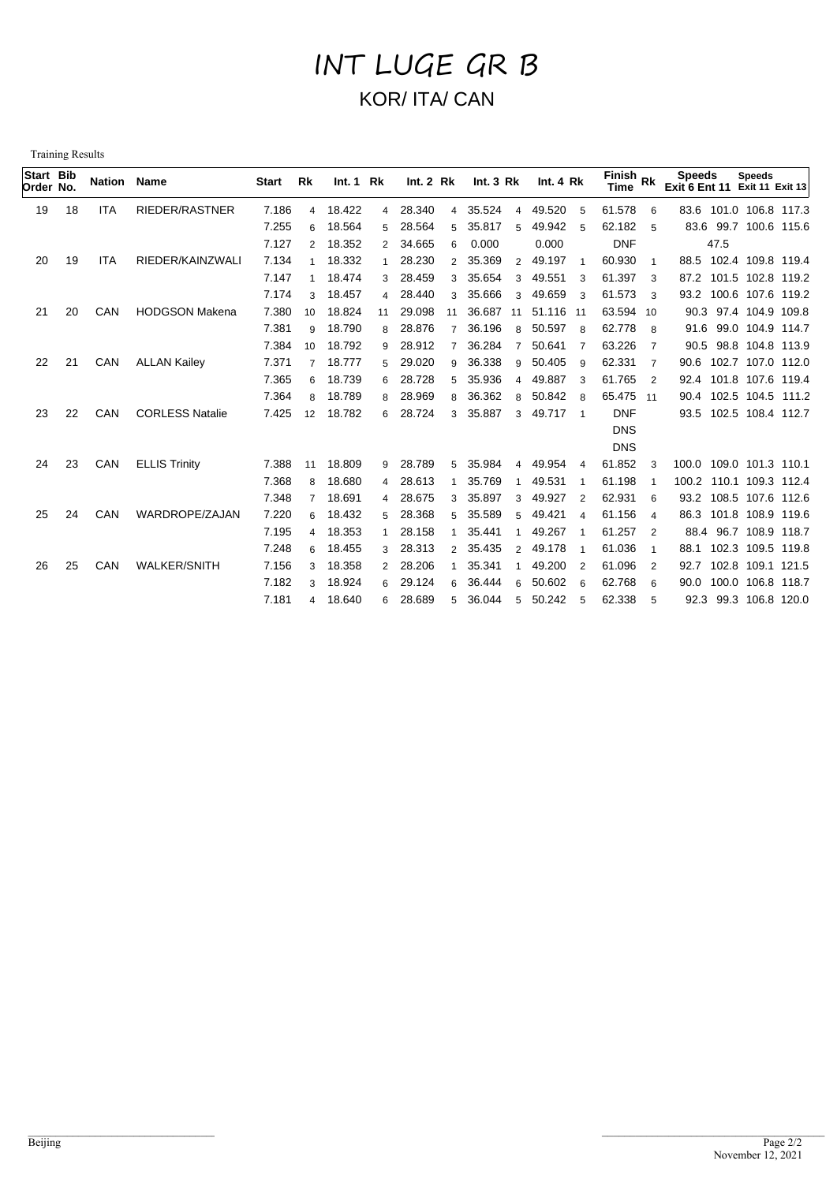# INT LUGE GR B

## KOR/ ITA/ CAN

Training Results

| Start Order | Bib No. | Nation | Name | Start | Rk | Int. 1 | Rk | Int. 2 | Rk | Int. 3 | Rk | Int. 4 | Rk | Finish Time | Rk | Speeds Exit 6 | Ent 11 | Speeds Exit 11 | Exit 13 |
|---|---|---|---|---|---|---|---|---|---|---|---|---|---|---|---|---|---|---|---|
| 19 | 18 | ITA | RIEDER/RASTNER | 7.186 | 4 | 18.422 | 4 | 28.340 | 4 | 35.524 | 4 | 49.520 | 5 | 61.578 | 6 | 83.6 | 101.0 | 106.8 | 117.3 |
| | | | | 7.255 | 6 | 18.564 | 5 | 28.564 | 5 | 35.817 | 5 | 49.942 | 5 | 62.182 | 5 | 83.6 | 99.7 | 100.6 | 115.6 |
| | | | | 7.127 | 2 | 18.352 | 2 | 34.665 | 6 | 0.000 | | 0.000 | | DNF | | | 47.5 | | |
| 20 | 19 | ITA | RIEDER/KAINZWALI | 7.134 | 1 | 18.332 | 1 | 28.230 | 2 | 35.369 | 2 | 49.197 | 1 | 60.930 | 1 | 88.5 | 102.4 | 109.8 | 119.4 |
| | | | | 7.147 | 1 | 18.474 | 3 | 28.459 | 3 | 35.654 | 3 | 49.551 | 3 | 61.397 | 3 | 87.2 | 101.5 | 102.8 | 119.2 |
| | | | | 7.174 | 3 | 18.457 | 4 | 28.440 | 3 | 35.666 | 3 | 49.659 | 3 | 61.573 | 3 | 93.2 | 100.6 | 107.6 | 119.2 |
| 21 | 20 | CAN | HODGSON Makena | 7.380 | 10 | 18.824 | 11 | 29.098 | 11 | 36.687 | 11 | 51.116 | 11 | 63.594 | 10 | 90.3 | 97.4 | 104.9 | 109.8 |
| | | | | 7.381 | 9 | 18.790 | 8 | 28.876 | 7 | 36.196 | 8 | 50.597 | 8 | 62.778 | 8 | 91.6 | 99.0 | 104.9 | 114.7 |
| | | | | 7.384 | 10 | 18.792 | 9 | 28.912 | 7 | 36.284 | 7 | 50.641 | 7 | 63.226 | 7 | 90.5 | 98.8 | 104.8 | 113.9 |
| 22 | 21 | CAN | ALLAN Kailey | 7.371 | 7 | 18.777 | 5 | 29.020 | 9 | 36.338 | 9 | 50.405 | 9 | 62.331 | 7 | 90.6 | 102.7 | 107.0 | 112.0 |
| | | | | 7.365 | 6 | 18.739 | 6 | 28.728 | 5 | 35.936 | 4 | 49.887 | 3 | 61.765 | 2 | 92.4 | 101.8 | 107.6 | 119.4 |
| | | | | 7.364 | 8 | 18.789 | 8 | 28.969 | 8 | 36.362 | 8 | 50.842 | 8 | 65.475 | 11 | 90.4 | 102.5 | 104.5 | 111.2 |
| 23 | 22 | CAN | CORLESS Natalie | 7.425 | 12 | 18.782 | 6 | 28.724 | 3 | 35.887 | 3 | 49.717 | 1 | DNF | | 93.5 | 102.5 | 108.4 | 112.7 |
| | | | | | | | | | | | | | | DNS | | | | | |
| | | | | | | | | | | | | | | DNS | | | | | |
| 24 | 23 | CAN | ELLIS Trinity | 7.388 | 11 | 18.809 | 9 | 28.789 | 5 | 35.984 | 4 | 49.954 | 4 | 61.852 | 3 | 100.0 | 109.0 | 101.3 | 110.1 |
| | | | | 7.368 | 8 | 18.680 | 4 | 28.613 | 1 | 35.769 | 1 | 49.531 | 1 | 61.198 | 1 | 100.2 | 110.1 | 109.3 | 112.4 |
| | | | | 7.348 | 7 | 18.691 | 4 | 28.675 | 3 | 35.897 | 3 | 49.927 | 2 | 62.931 | 6 | 93.2 | 108.5 | 107.6 | 112.6 |
| 25 | 24 | CAN | WARDROPE/ZAJAN | 7.220 | 6 | 18.432 | 5 | 28.368 | 5 | 35.589 | 5 | 49.421 | 4 | 61.156 | 4 | 86.3 | 101.8 | 108.9 | 119.6 |
| | | | | 7.195 | 4 | 18.353 | 1 | 28.158 | 1 | 35.441 | 1 | 49.267 | 1 | 61.257 | 2 | 88.4 | 96.7 | 108.9 | 118.7 |
| | | | | 7.248 | 6 | 18.455 | 3 | 28.313 | 2 | 35.435 | 2 | 49.178 | 1 | 61.036 | 1 | 88.1 | 102.3 | 109.5 | 119.8 |
| 26 | 25 | CAN | WALKER/SNITH | 7.156 | 3 | 18.358 | 2 | 28.206 | 1 | 35.341 | 1 | 49.200 | 2 | 61.096 | 2 | 92.7 | 102.8 | 109.1 | 121.5 |
| | | | | 7.182 | 3 | 18.924 | 6 | 29.124 | 6 | 36.444 | 6 | 50.602 | 6 | 62.768 | 6 | 90.0 | 100.0 | 106.8 | 118.7 |
| | | | | 7.181 | 4 | 18.640 | 6 | 28.689 | 5 | 36.044 | 5 | 50.242 | 5 | 62.338 | 5 | 92.3 | 99.3 | 106.8 | 120.0 |

Beijing

November 12, 2021